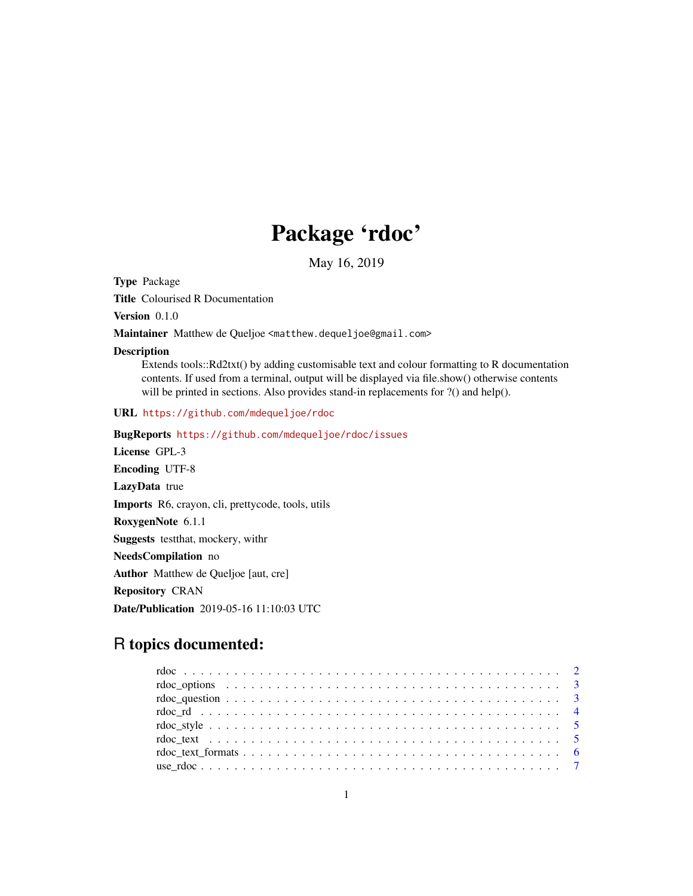# Package 'rdoc'

May 16, 2019

**Type** Package

**Title** Colourised R Documentation

**Version** 0.1.0

**Maintainer** Matthew de Queljoe <matthew.dequeljoe@gmail.com>

**Description** Extends tools::Rd2txt() by adding customisable text and colour formatting to R documentation contents. If used from a terminal, output will be displayed via file.show() otherwise contents will be printed in sections. Also provides stand-in replacements for ?() and help().

**URL** https://github.com/mdequeljoe/rdoc

**BugReports** https://github.com/mdequeljoe/rdoc/issues

**License** GPL-3

**Encoding** UTF-8

**LazyData** true

**Imports** R6, crayon, cli, prettycode, tools, utils

**RoxygenNote** 6.1.1

**Suggests** testthat, mockery, withr

**NeedsCompilation** no

**Author** Matthew de Queljoe [aut, cre]

**Repository** CRAN

**Date/Publication** 2019-05-16 11:10:03 UTC

## R topics documented:

- rdoc . . . . . . . . . . . . . . . . . . . . . . . . . . . . . . . . . . . . . . . . . . 2
- rdoc_options . . . . . . . . . . . . . . . . . . . . . . . . . . . . . . . . . . . . . . 3
- rdoc_question . . . . . . . . . . . . . . . . . . . . . . . . . . . . . . . . . . . . . 3
- rdoc_rd . . . . . . . . . . . . . . . . . . . . . . . . . . . . . . . . . . . . . . . . 4
- rdoc_style . . . . . . . . . . . . . . . . . . . . . . . . . . . . . . . . . . . . . . . 5
- rdoc_text . . . . . . . . . . . . . . . . . . . . . . . . . . . . . . . . . . . . . . . 5
- rdoc_text_formats . . . . . . . . . . . . . . . . . . . . . . . . . . . . . . . . . . . 6
- use_rdoc . . . . . . . . . . . . . . . . . . . . . . . . . . . . . . . . . . . . . . . 7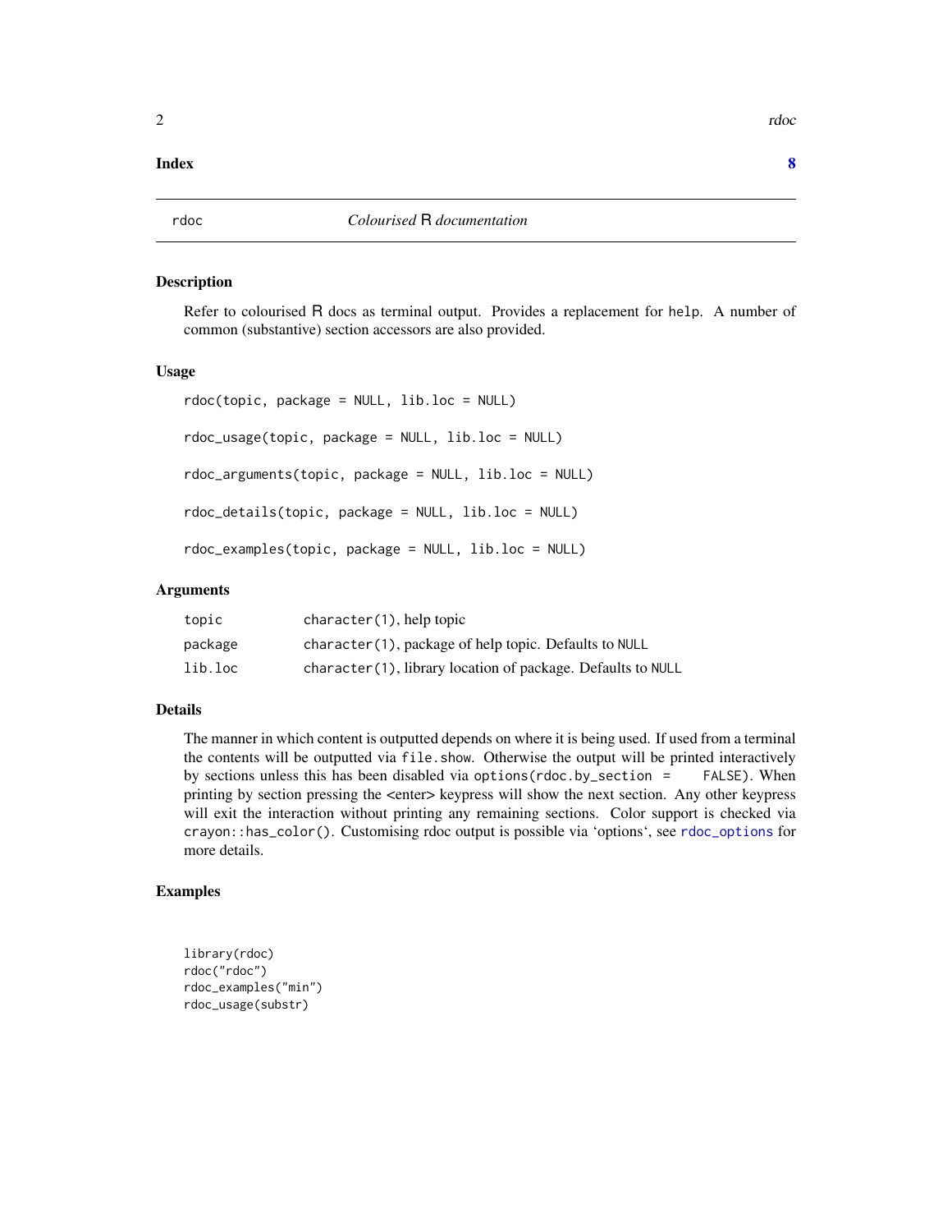**Index** **8**

---

rdoc *Colourised R documentation*

---

## Description

Refer to colourised R docs as terminal output. Provides a replacement for `help`. A number of common (substantive) section accessors are also provided.

## Usage

```
rdoc(topic, package = NULL, lib.loc = NULL)

rdoc_usage(topic, package = NULL, lib.loc = NULL)

rdoc_arguments(topic, package = NULL, lib.loc = NULL)

rdoc_details(topic, package = NULL, lib.loc = NULL)

rdoc_examples(topic, package = NULL, lib.loc = NULL)
```

## Arguments

| | |
|---|---|
| `topic` | `character(1)`, help topic |
| `package` | `character(1)`, package of help topic. Defaults to `NULL` |
| `lib.loc` | `character(1)`, library location of package. Defaults to `NULL` |

## Details

The manner in which content is outputted depends on where it is being used. If used from a terminal the contents will be outputted via `file.show`. Otherwise the output will be printed interactively by sections unless this has been disabled via `options(rdoc.by_section = FALSE)`. When printing by section pressing the <enter> keypress will show the next section. Any other keypress will exit the interaction without printing any remaining sections. Color support is checked via `crayon::has_color()`. Customising rdoc output is possible via 'options', see `rdoc_options` for more details.

## Examples

```
library(rdoc)
rdoc("rdoc")
rdoc_examples("min")
rdoc_usage(substr)
```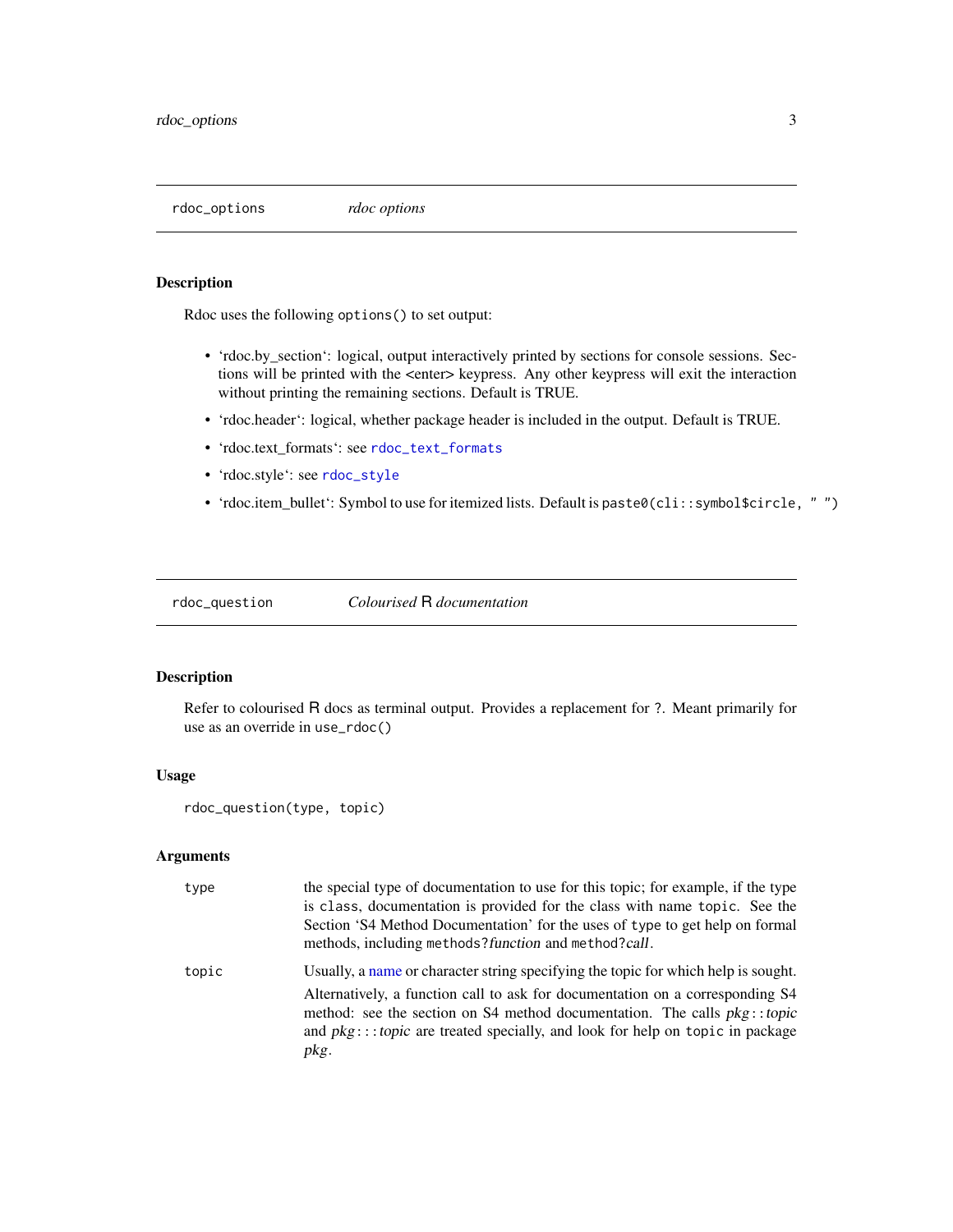## rdoc_options — *rdoc options*

### Description

Rdoc uses the following `options()` to set output:

- 'rdoc.by_section': logical, output interactively printed by sections for console sessions. Sections will be printed with the <enter> keypress. Any other keypress will exit the interaction without printing the remaining sections. Default is TRUE.
- 'rdoc.header': logical, whether package header is included in the output. Default is TRUE.
- 'rdoc.text_formats': see `rdoc_text_formats`
- 'rdoc.style': see `rdoc_style`
- 'rdoc.item_bullet': Symbol to use for itemized lists. Default is `paste0(cli::symbol$circle, " ")`

## rdoc_question — *Colourised R documentation*

### Description

Refer to colourised R docs as terminal output. Provides a replacement for ?. Meant primarily for use as an override in `use_rdoc()`

### Usage

```
rdoc_question(type, topic)
```

### Arguments

| | |
|---|---|
| `type` | the special type of documentation to use for this topic; for example, if the type is `class`, documentation is provided for the class with name `topic`. See the Section 'S4 Method Documentation' for the uses of `type` to get help on formal methods, including `methods?`*function* and `method?`*call*. |
| `topic` | Usually, a name or character string specifying the topic for which help is sought. Alternatively, a function call to ask for documentation on a corresponding S4 method: see the section on S4 method documentation. The calls *pkg*`::`*topic* and *pkg*`:::`*topic* are treated specially, and look for help on `topic` in package *pkg*. |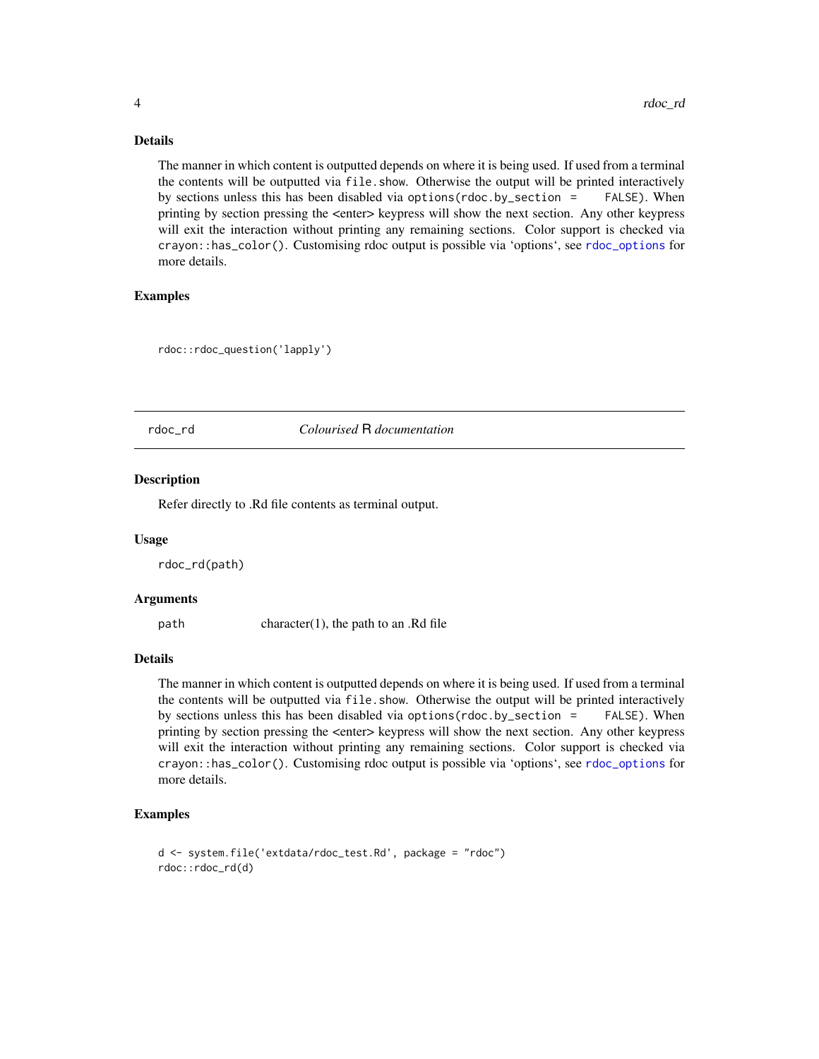### Details

The manner in which content is outputted depends on where it is being used. If used from a terminal the contents will be outputted via `file.show`. Otherwise the output will be printed interactively by sections unless this has been disabled via `options(rdoc.by_section = FALSE)`. When printing by section pressing the <enter> keypress will show the next section. Any other keypress will exit the interaction without printing any remaining sections. Color support is checked via `crayon::has_color()`. Customising rdoc output is possible via 'options', see `rdoc_options` for more details.

### Examples

```
rdoc::rdoc_question('lapply')
```

---

## rdoc_rd — *Colourised* R *documentation*

### Description

Refer directly to .Rd file contents as terminal output.

### Usage

```
rdoc_rd(path)
```

### Arguments

| | |
|---|---|
| `path` | character(1), the path to an .Rd file |

### Details

The manner in which content is outputted depends on where it is being used. If used from a terminal the contents will be outputted via `file.show`. Otherwise the output will be printed interactively by sections unless this has been disabled via `options(rdoc.by_section = FALSE)`. When printing by section pressing the <enter> keypress will show the next section. Any other keypress will exit the interaction without printing any remaining sections. Color support is checked via `crayon::has_color()`. Customising rdoc output is possible via 'options', see `rdoc_options` for more details.

### Examples

```
d <- system.file('extdata/rdoc_test.Rd', package = "rdoc")
rdoc::rdoc_rd(d)
```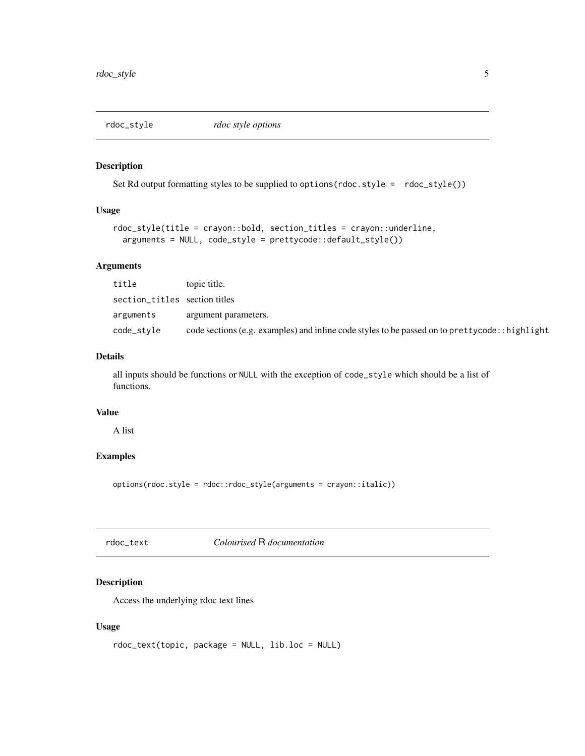## rdoc_style — *rdoc style options*

### Description

Set Rd output formatting styles to be supplied to `options(rdoc.style =  rdoc_style())`

### Usage

```
rdoc_style(title = crayon::bold, section_titles = crayon::underline,
  arguments = NULL, code_style = prettycode::default_style())
```

### Arguments

| | |
|---|---|
| `title` | topic title. |
| `section_titles` | section titles |
| `arguments` | argument parameters. |
| `code_style` | code sections (e.g. examples) and inline code styles to be passed on to `prettycode::highlight` |

### Details

all inputs should be functions or `NULL` with the exception of `code_style` which should be a list of functions.

### Value

A list

### Examples

```
options(rdoc.style = rdoc::rdoc_style(arguments = crayon::italic))
```

## rdoc_text — *Colourised* R *documentation*

### Description

Access the underlying rdoc text lines

### Usage

```
rdoc_text(topic, package = NULL, lib.loc = NULL)
```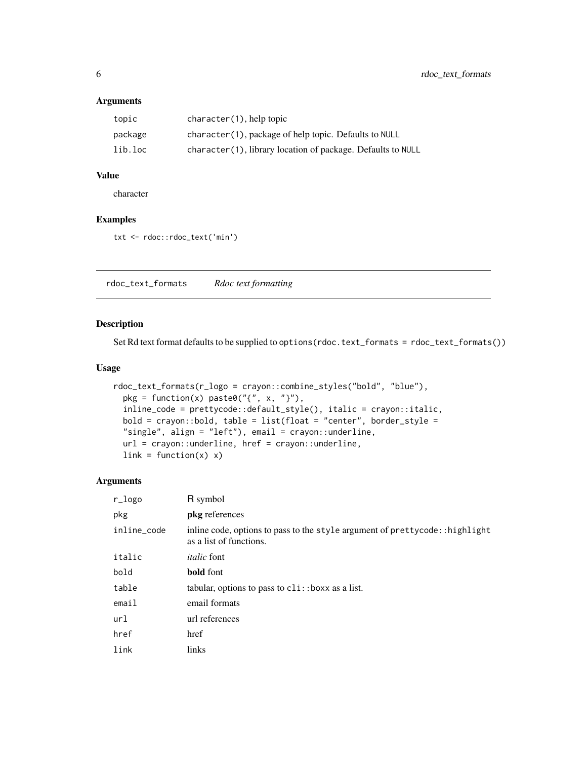## Arguments

| | |
|---|---|
| topic | character(1), help topic |
| package | character(1), package of help topic. Defaults to NULL |
| lib.loc | character(1), library location of package. Defaults to NULL |

## Value

character

## Examples

```
txt <- rdoc::rdoc_text('min')
```

---

# rdoc_text_formats    *Rdoc text formatting*

## Description

Set Rd text format defaults to be supplied to options(rdoc.text_formats = rdoc_text_formats())

## Usage

```
rdoc_text_formats(r_logo = crayon::combine_styles("bold", "blue"),
  pkg = function(x) paste0("{", x, "}"),
  inline_code = prettycode::default_style(), italic = crayon::italic,
  bold = crayon::bold, table = list(float = "center", border_style =
  "single", align = "left"), email = crayon::underline,
  url = crayon::underline, href = crayon::underline,
  link = function(x) x)
```

## Arguments

| | |
|---|---|
| r_logo | R symbol |
| pkg | **pkg** references |
| inline_code | inline code, options to pass to the style argument of prettycode::highlight as a list of functions. |
| italic | *italic* font |
| bold | **bold** font |
| table | tabular, options to pass to cli::boxx as a list. |
| email | email formats |
| url | url references |
| href | href |
| link | links |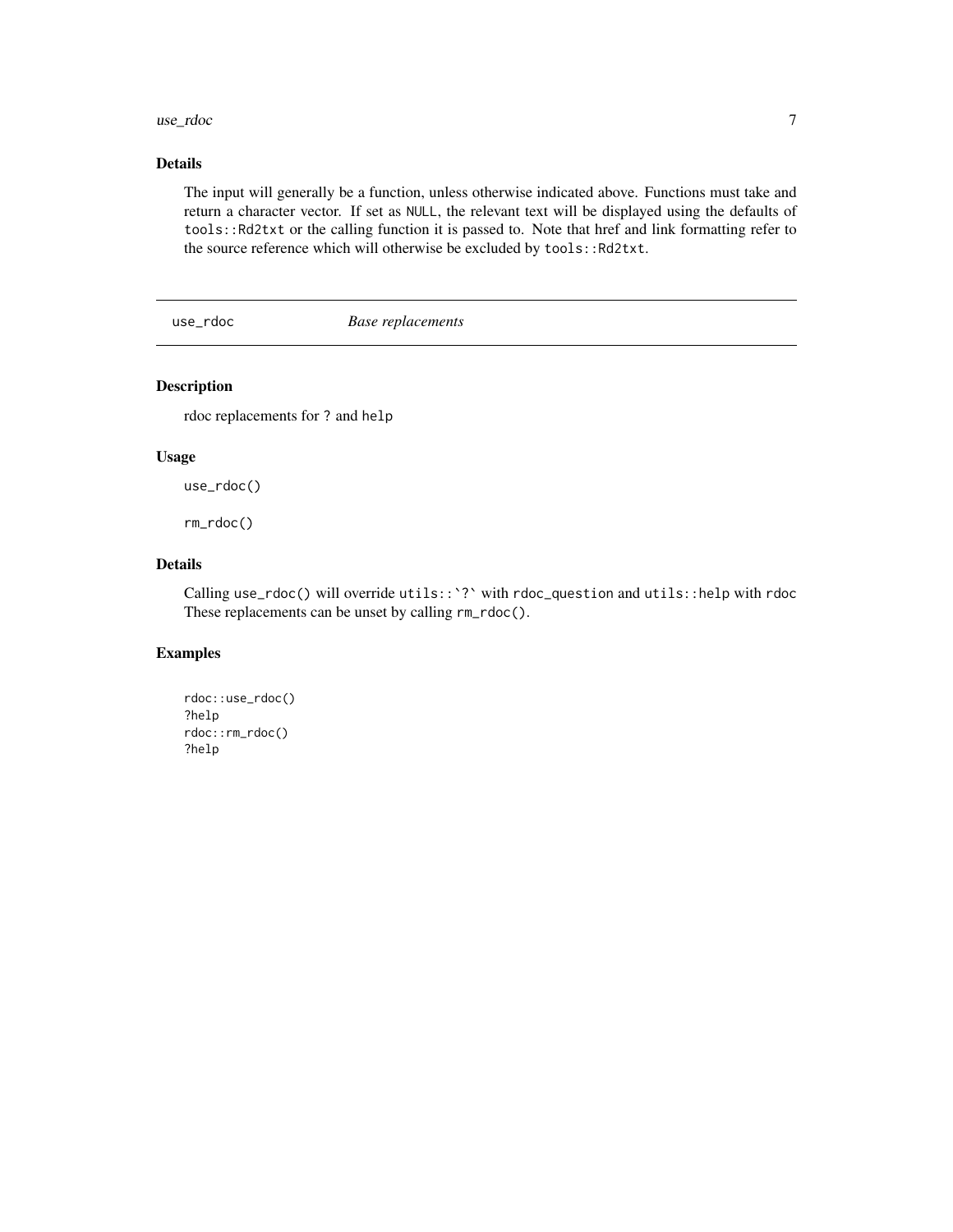### Details

The input will generally be a function, unless otherwise indicated above. Functions must take and return a character vector. If set as `NULL`, the relevant text will be displayed using the defaults of `tools::Rd2txt` or the calling function it is passed to. Note that href and link formatting refer to the source reference which will otherwise be excluded by `tools::Rd2txt`.

---

## `use_rdoc` — *Base replacements*

---

### Description

rdoc replacements for `?` and `help`

### Usage

```
use_rdoc()

rm_rdoc()
```

### Details

Calling `use_rdoc()` will override ``utils::`?` `` with `rdoc_question` and `utils::help` with `rdoc` These replacements can be unset by calling `rm_rdoc()`.

### Examples

```
rdoc::use_rdoc()
?help
rdoc::rm_rdoc()
?help
```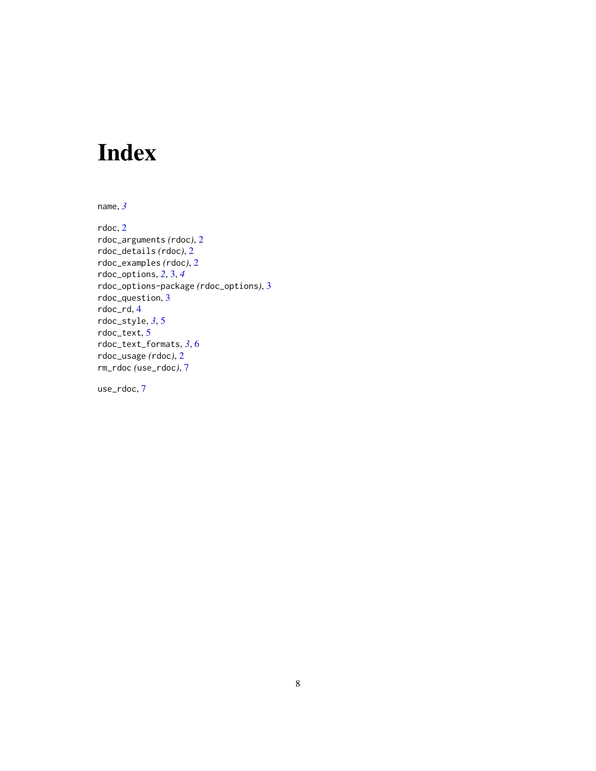# Index

name, *3*

rdoc, 2
rdoc_arguments *(*rdoc*)*, 2
rdoc_details *(*rdoc*)*, 2
rdoc_examples *(*rdoc*)*, 2
rdoc_options, *2*, 3, *4*
rdoc_options-package *(*rdoc_options*)*, 3
rdoc_question, 3
rdoc_rd, 4
rdoc_style, *3*, 5
rdoc_text, 5
rdoc_text_formats, *3*, 6
rdoc_usage *(*rdoc*)*, 2
rm_rdoc *(*use_rdoc*)*, 7

use_rdoc, 7